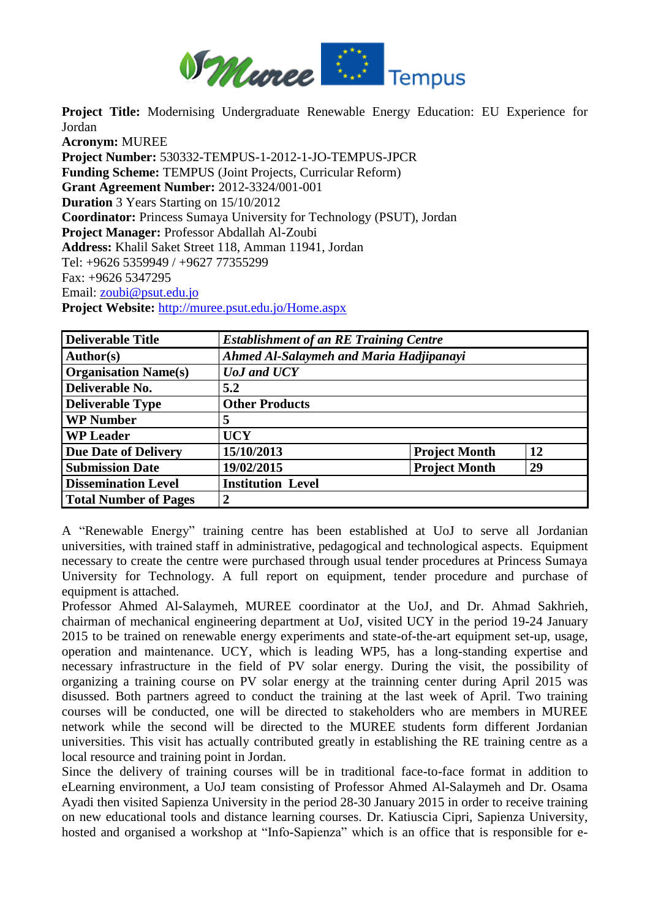**Project Title:** Modernising Undergraduate Renewable Energy Education: EU Experience for Jordan
**Acronym:** MUREE
**Project Number:** 530332-TEMPUS-1-2012-1-JO-TEMPUS-JPCR
**Funding Scheme:** TEMPUS (Joint Projects, Curricular Reform)
**Grant Agreement Number:** 2012-3324/001-001
**Duration** 3 Years Starting on 15/10/2012
**Coordinator:** Princess Sumaya University for Technology (PSUT), Jordan
**Project Manager:** Professor Abdallah Al-Zoubi
**Address:** Khalil Saket Street 118, Amman 11941, Jordan
Tel: +9626 5359949 / +9627 77355299
Fax: +9626 5347295
Email: zoubi@psut.edu.jo
**Project Website:** http://muree.psut.edu.jo/Home.aspx

| **Deliverable Title** | ***Establishment of an RE Training Centre*** | | |
|---|---|---|---|
| **Author(s)** | ***Ahmed Al-Salaymeh and Maria Hadjipanayi*** | | |
| **Organisation Name(s)** | ***UoJ and UCY*** | | |
| **Deliverable No.** | **5.2** | | |
| **Deliverable Type** | **Other Products** | | |
| **WP Number** | **5** | | |
| **WP Leader** | **UCY** | | |
| **Due Date of Delivery** | **15/10/2013** | **Project Month** | **12** |
| **Submission Date** | **19/02/2015** | **Project Month** | **29** |
| **Dissemination Level** | **Institution Level** | | |
| **Total Number of Pages** | **2** | | |

A "Renewable Energy" training centre has been established at UoJ to serve all Jordanian universities, with trained staff in administrative, pedagogical and technological aspects. Equipment necessary to create the centre were purchased through usual tender procedures at Princess Sumaya University for Technology. A full report on equipment, tender procedure and purchase of equipment is attached.

Professor Ahmed Al-Salaymeh, MUREE coordinator at the UoJ, and Dr. Ahmad Sakhrieh, chairman of mechanical engineering department at UoJ, visited UCY in the period 19-24 January 2015 to be trained on renewable energy experiments and state-of-the-art equipment set-up, usage, operation and maintenance. UCY, which is leading WP5, has a long-standing expertise and necessary infrastructure in the field of PV solar energy. During the visit, the possibility of organizing a training course on PV solar energy at the trainning center during April 2015 was disussed. Both partners agreed to conduct the training at the last week of April. Two training courses will be conducted, one will be directed to stakeholders who are members in MUREE network while the second will be directed to the MUREE students form different Jordanian universities. This visit has actually contributed greatly in establishing the RE training centre as a local resource and training point in Jordan.

Since the delivery of training courses will be in traditional face-to-face format in addition to eLearning environment, a UoJ team consisting of Professor Ahmed Al-Salaymeh and Dr. Osama Ayadi then visited Sapienza University in the period 28-30 January 2015 in order to receive training on new educational tools and distance learning courses. Dr. Katiuscia Cipri, Sapienza University, hosted and organised a workshop at "Info-Sapienza" which is an office that is responsible for e-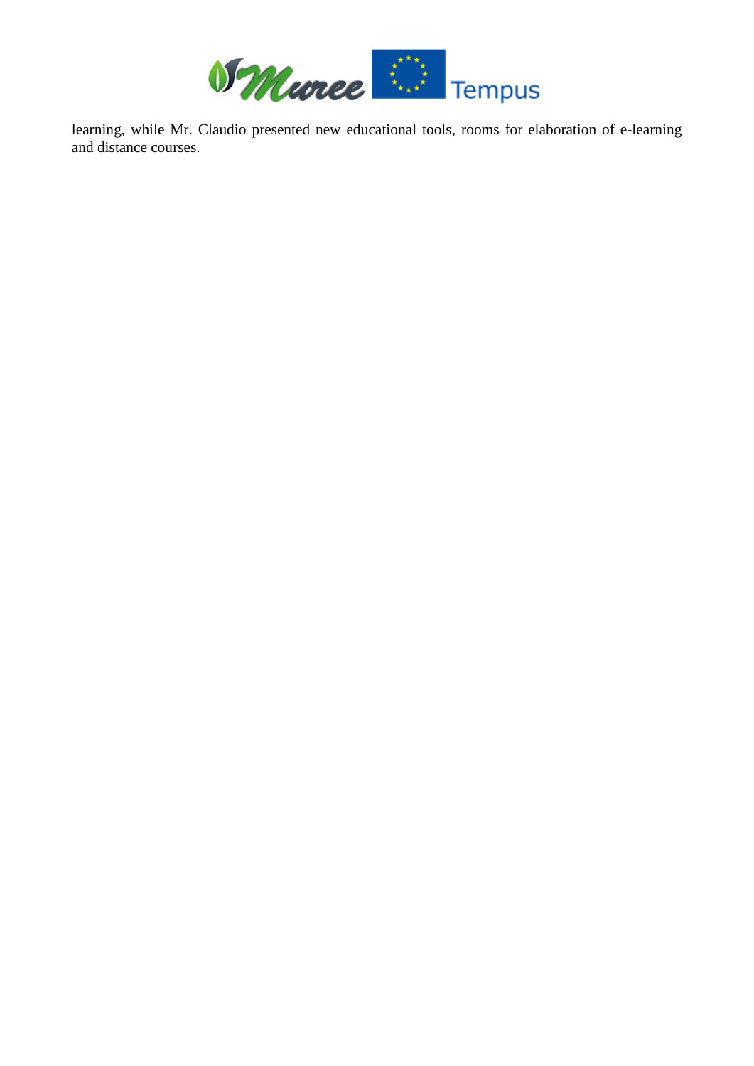learning, while Mr. Claudio presented new educational tools, rooms for elaboration of e-learning and distance courses.